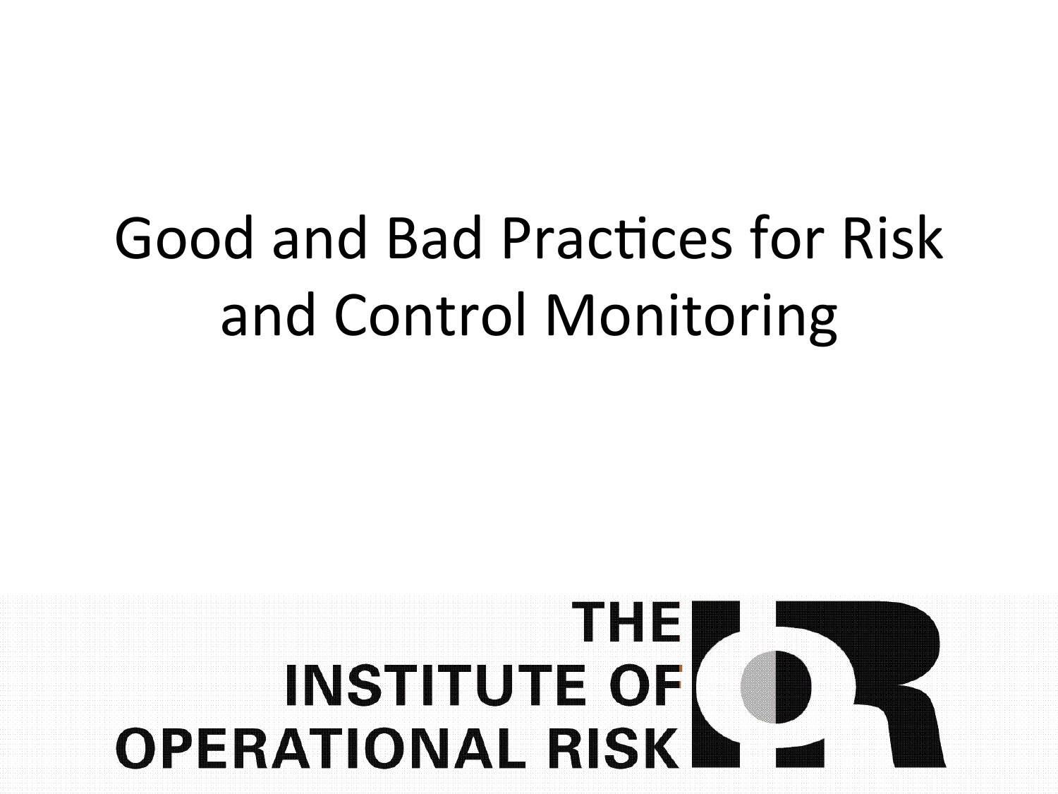# Good and Bad Practices for Risk and Control Monitoring

THE INSTITUTE OF OPERATIONAL RISK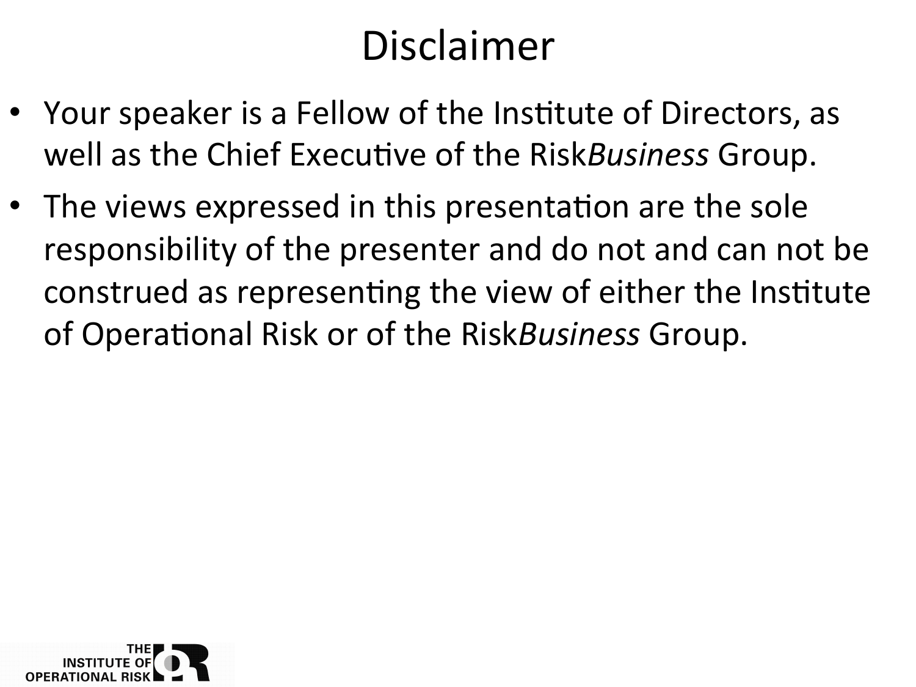# Disclaimer

- Your speaker is a Fellow of the Institute of Directors, as well as the Chief Executive of the Risk*Business* Group.
- The views expressed in this presentation are the sole responsibility of the presenter and do not and can not be construed as representing the view of either the Institute of Operational Risk or of the Risk*Business* Group.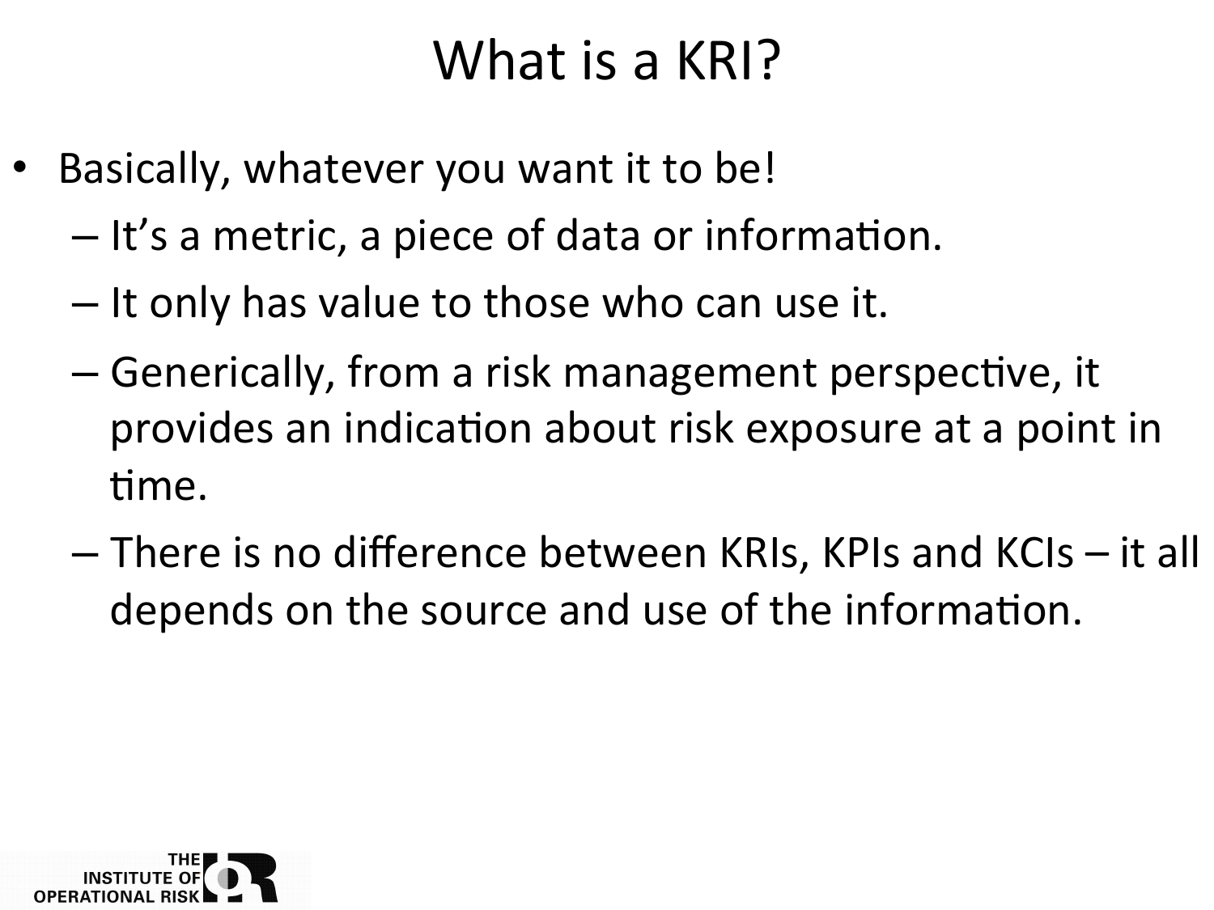# What is a KRI?

- Basically, whatever you want it to be!
  - It's a metric, a piece of data or information.
  - It only has value to those who can use it.
  - Generically, from a risk management perspective, it provides an indication about risk exposure at a point in time.
  - There is no difference between KRIs, KPIs and KCIs – it all depends on the source and use of the information.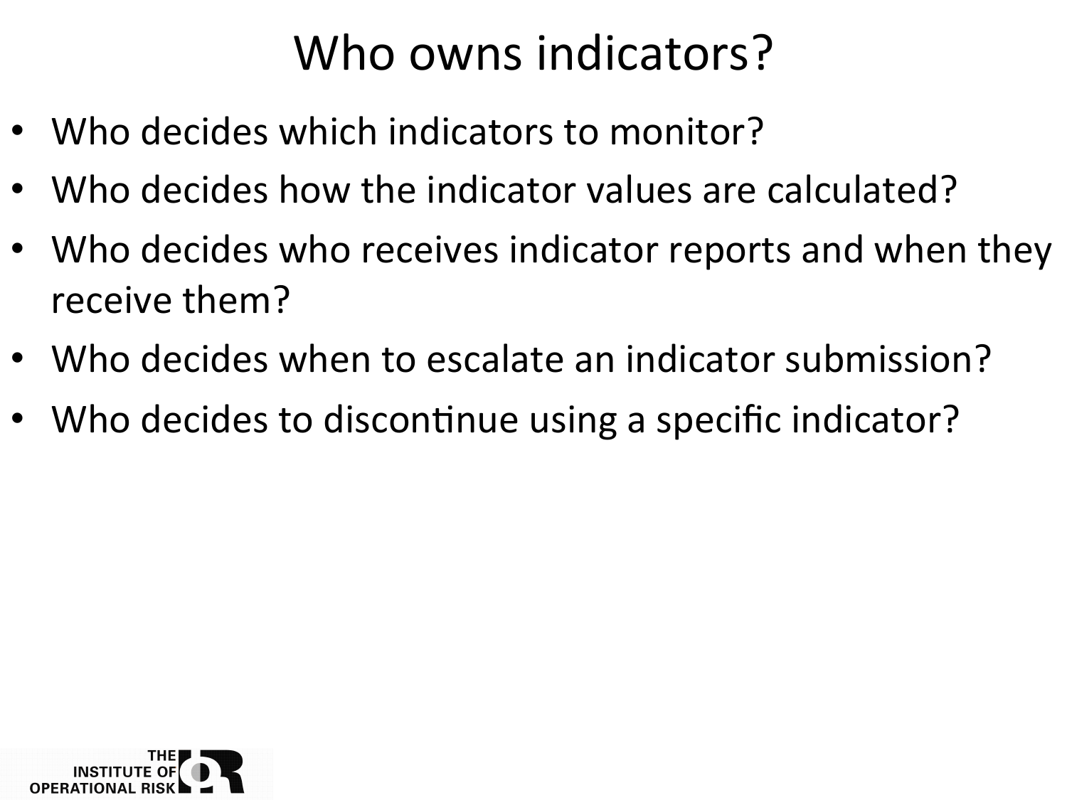# Who owns indicators?

- Who decides which indicators to monitor?
- Who decides how the indicator values are calculated?
- Who decides who receives indicator reports and when they receive them?
- Who decides when to escalate an indicator submission?
- Who decides to discontinue using a specific indicator?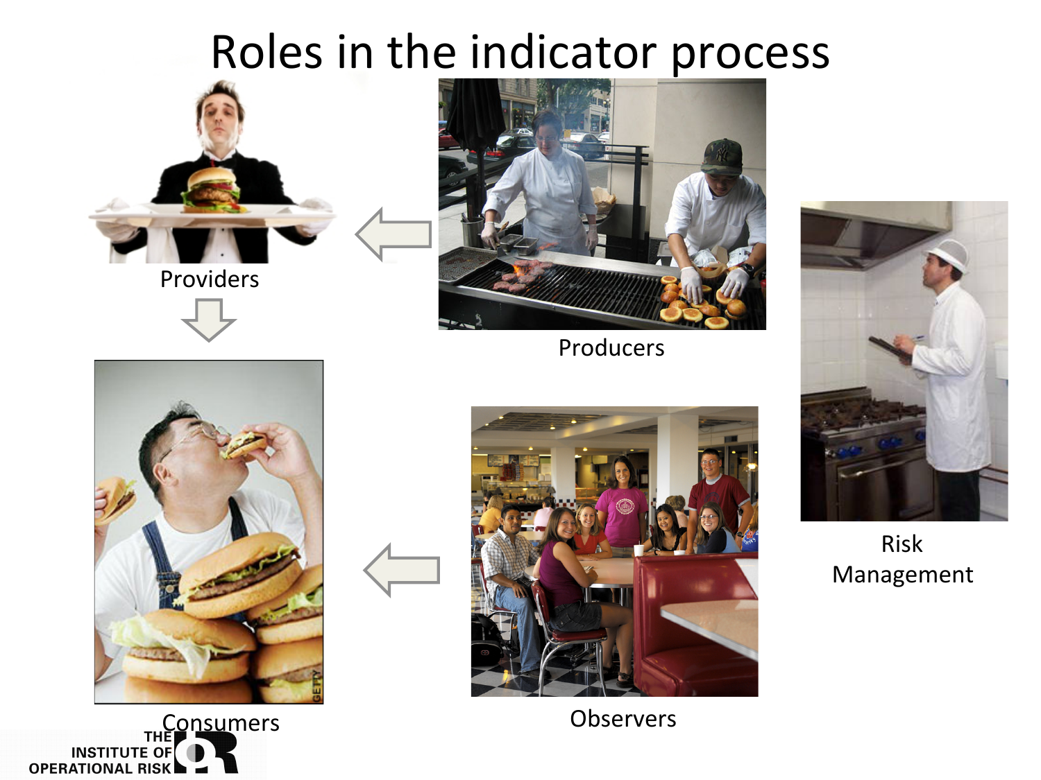# Roles in the indicator process

Providers

Producers

Risk Management

Consumers

Observers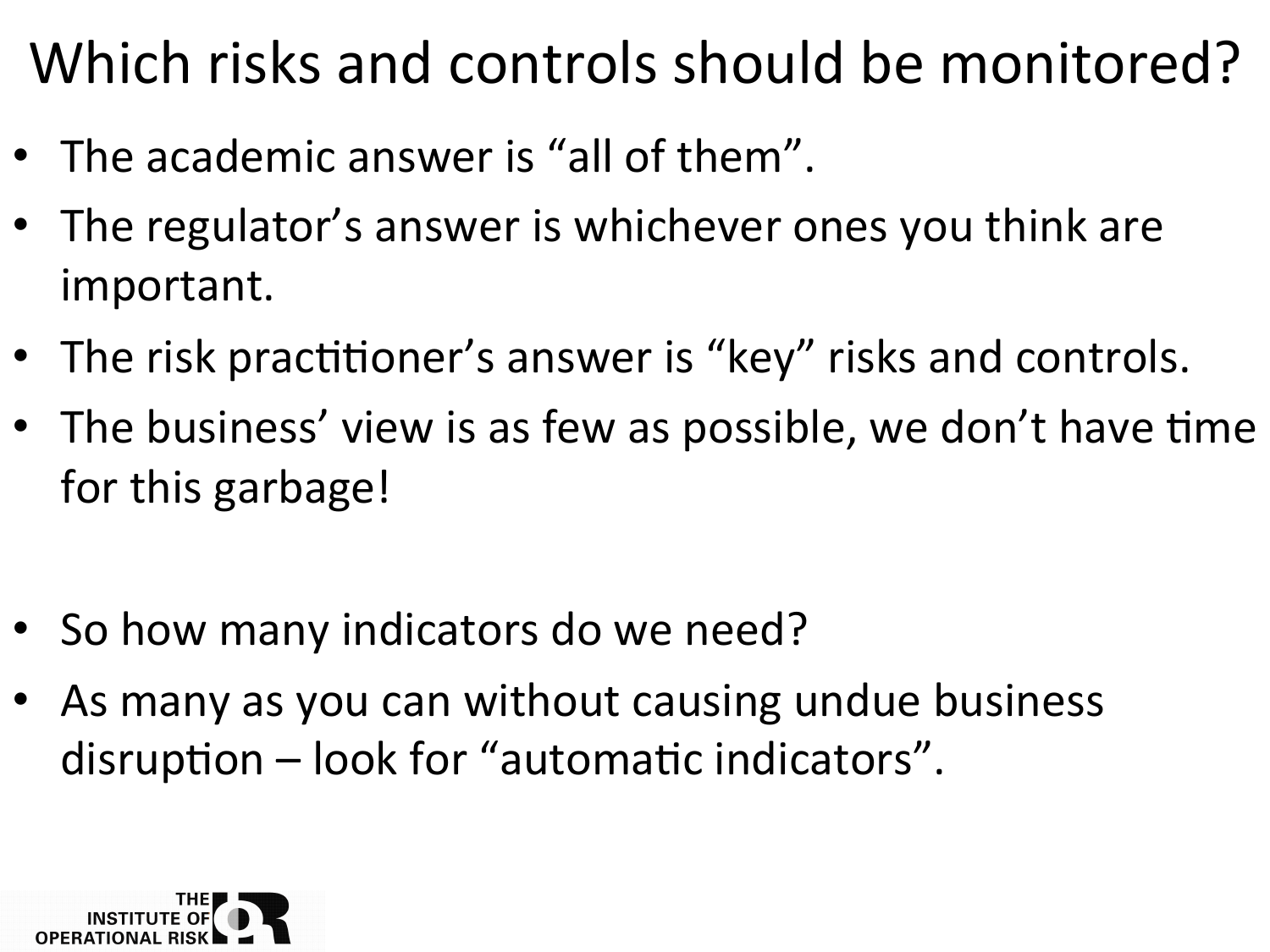# Which risks and controls should be monitored?

- The academic answer is "all of them".
- The regulator's answer is whichever ones you think are important.
- The risk practitioner's answer is "key" risks and controls.
- The business' view is as few as possible, we don't have time for this garbage!

- So how many indicators do we need?
- As many as you can without causing undue business disruption – look for "automatic indicators".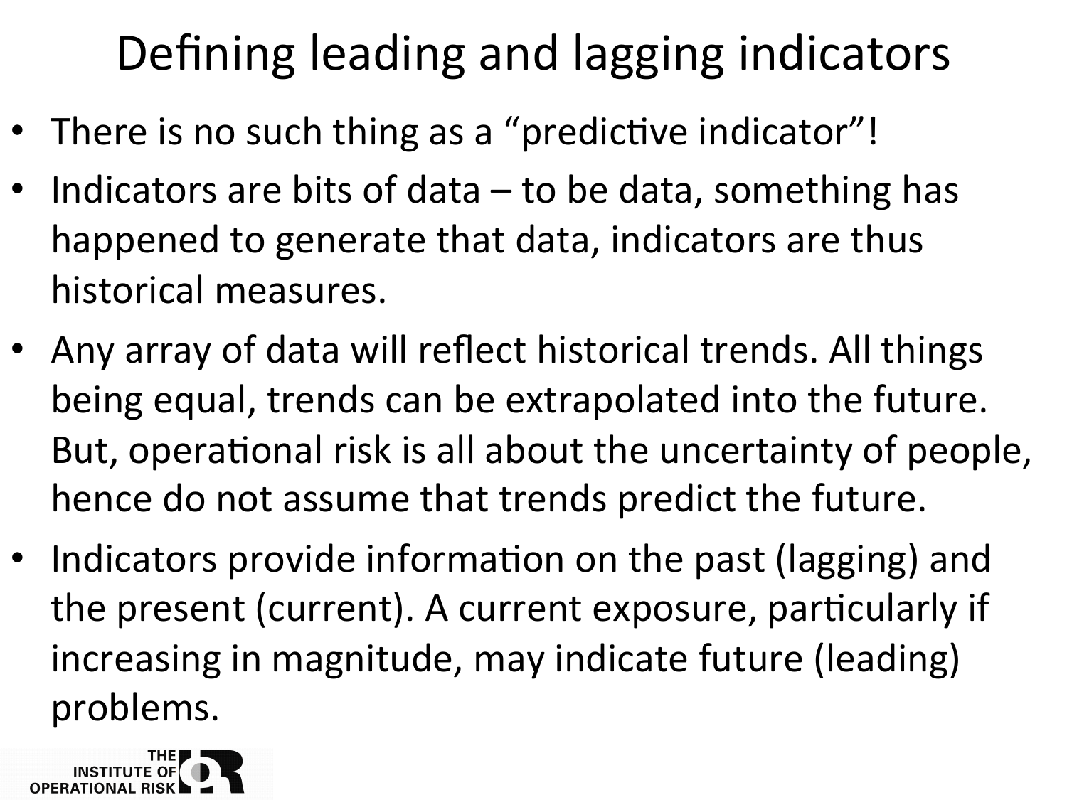# Defining leading and lagging indicators

- There is no such thing as a "predictive indicator"!
- Indicators are bits of data – to be data, something has happened to generate that data, indicators are thus historical measures.
- Any array of data will reflect historical trends. All things being equal, trends can be extrapolated into the future. But, operational risk is all about the uncertainty of people, hence do not assume that trends predict the future.
- Indicators provide information on the past (lagging) and the present (current). A current exposure, particularly if increasing in magnitude, may indicate future (leading) problems.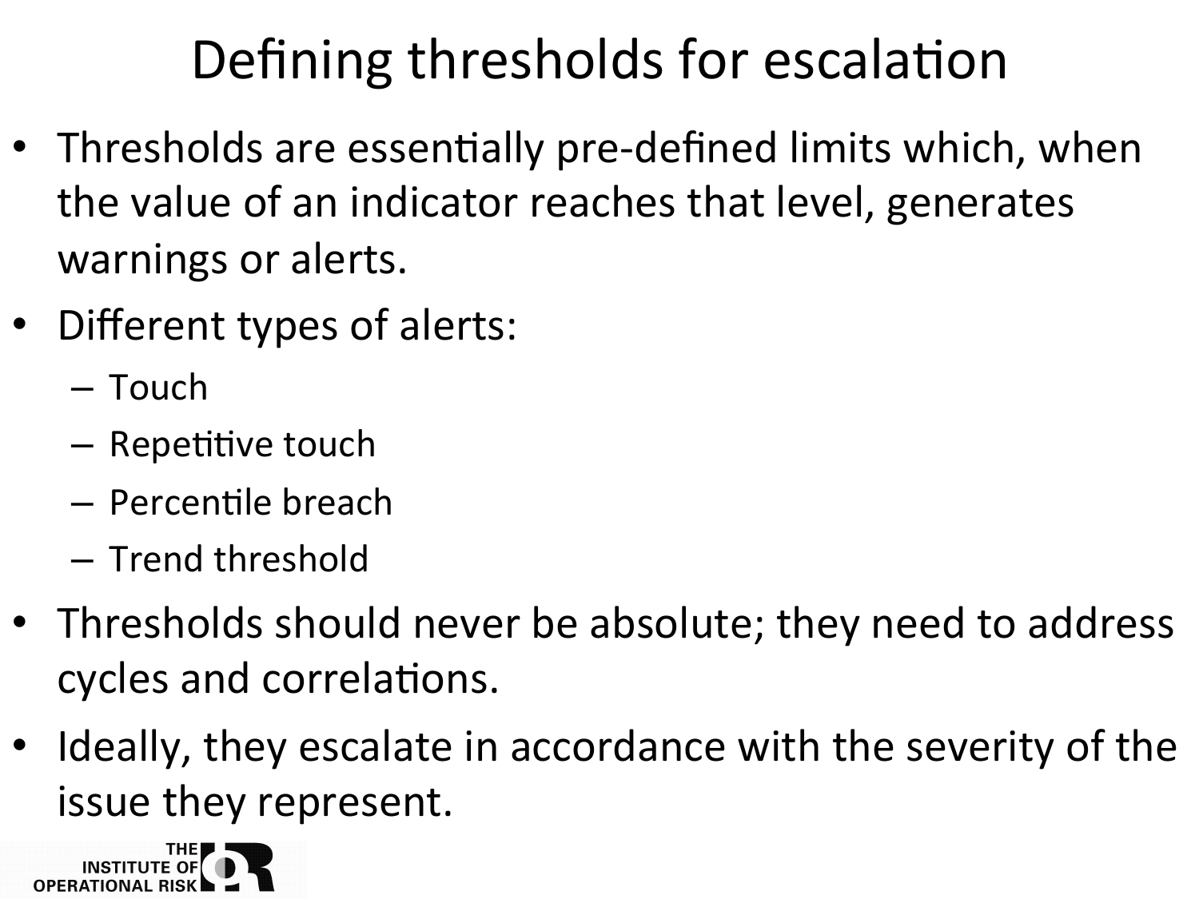# Defining thresholds for escalation

- Thresholds are essentially pre-defined limits which, when the value of an indicator reaches that level, generates warnings or alerts.
- Different types of alerts:
  - Touch
  - Repetitive touch
  - Percentile breach
  - Trend threshold
- Thresholds should never be absolute; they need to address cycles and correlations.
- Ideally, they escalate in accordance with the severity of the issue they represent.

THE INSTITUTE OF OPERATIONAL RISK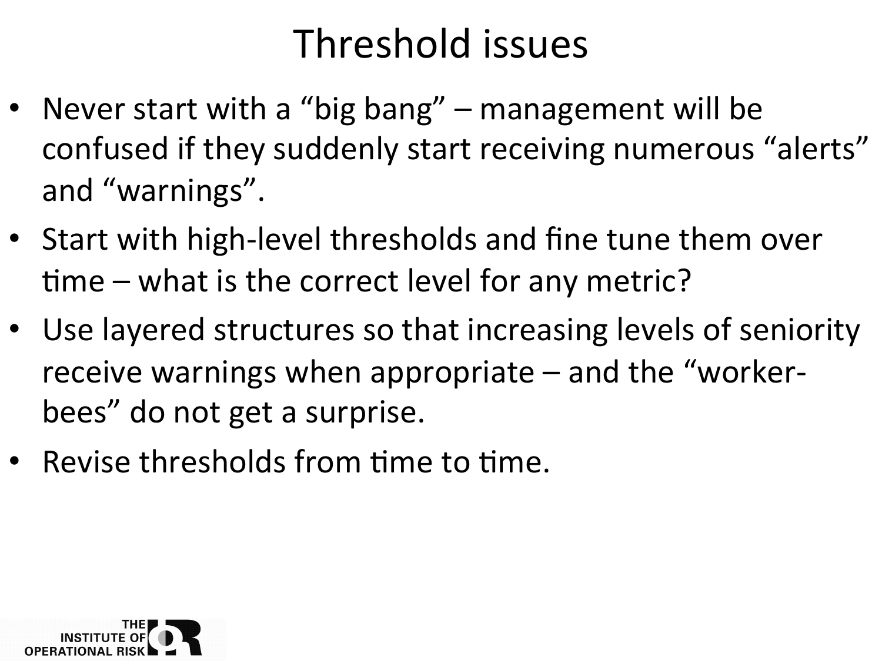# Threshold issues

- Never start with a "big bang" – management will be confused if they suddenly start receiving numerous "alerts" and "warnings".
- Start with high-level thresholds and fine tune them over time – what is the correct level for any metric?
- Use layered structures so that increasing levels of seniority receive warnings when appropriate – and the "worker-bees" do not get a surprise.
- Revise thresholds from time to time.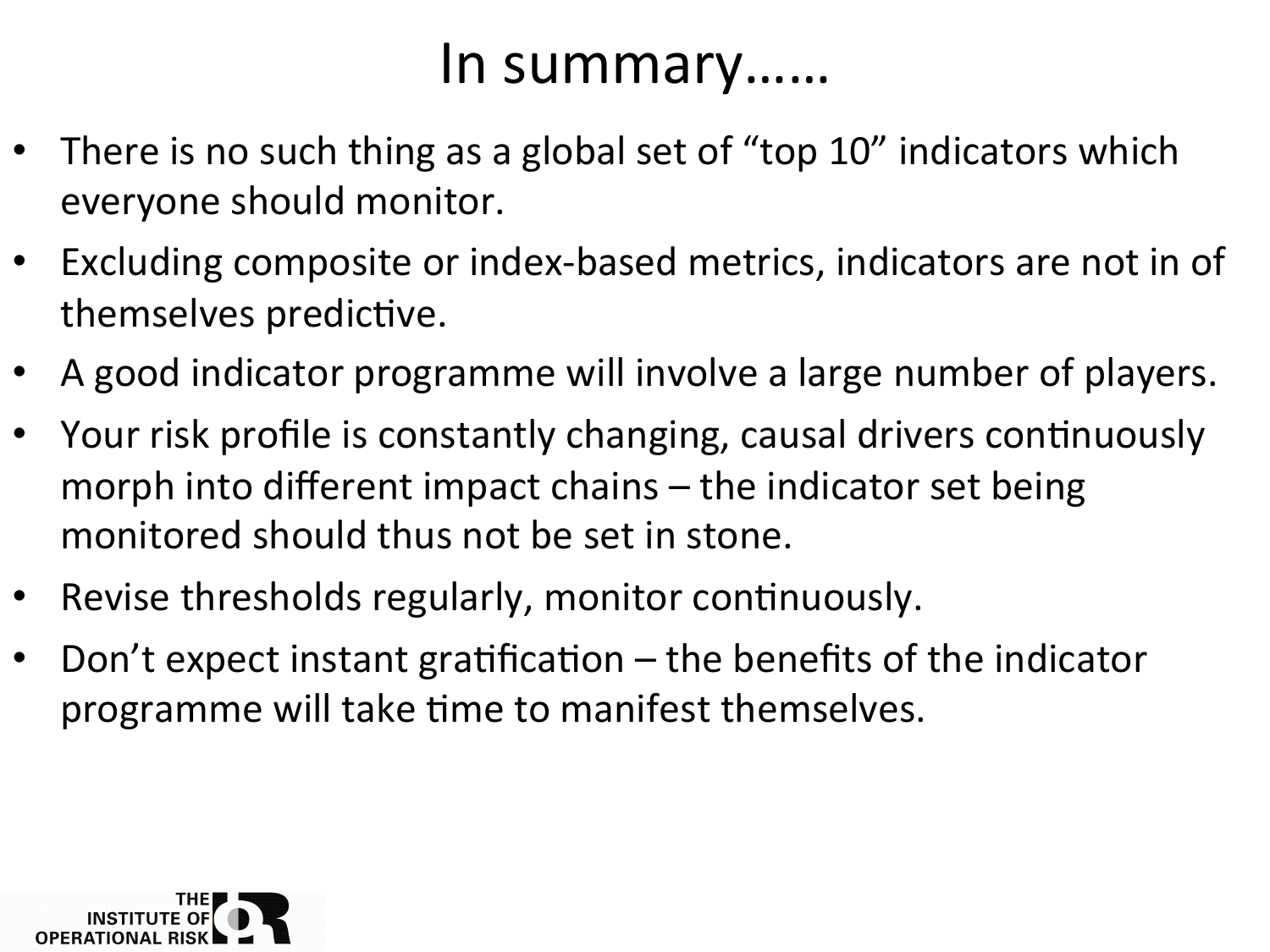# In summary……

- There is no such thing as a global set of "top 10" indicators which everyone should monitor.
- Excluding composite or index-based metrics, indicators are not in of themselves predictive.
- A good indicator programme will involve a large number of players.
- Your risk profile is constantly changing, causal drivers continuously morph into different impact chains – the indicator set being monitored should thus not be set in stone.
- Revise thresholds regularly, monitor continuously.
- Don't expect instant gratification – the benefits of the indicator programme will take time to manifest themselves.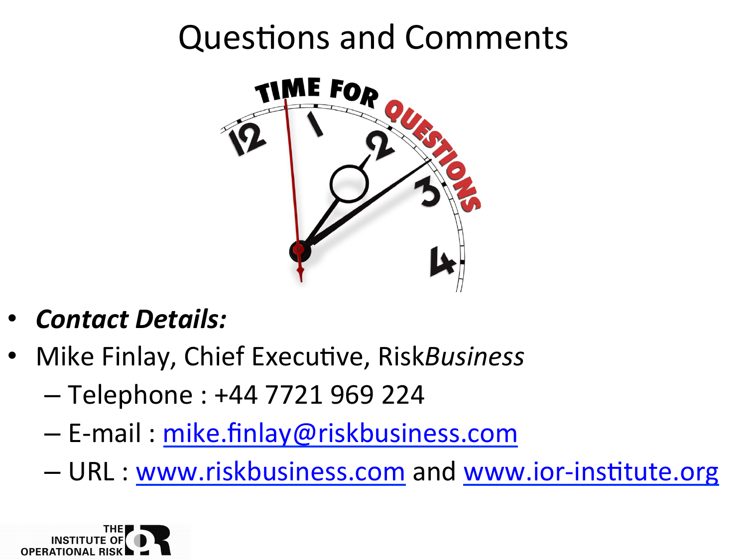# Questions and Comments

- ***Contact Details:***
- Mike Finlay, Chief Executive, Risk*Business*
  - Telephone : +44 7721 969 224
  - E-mail : mike.finlay@riskbusiness.com
  - URL : www.riskbusiness.com and www.ior-institute.org